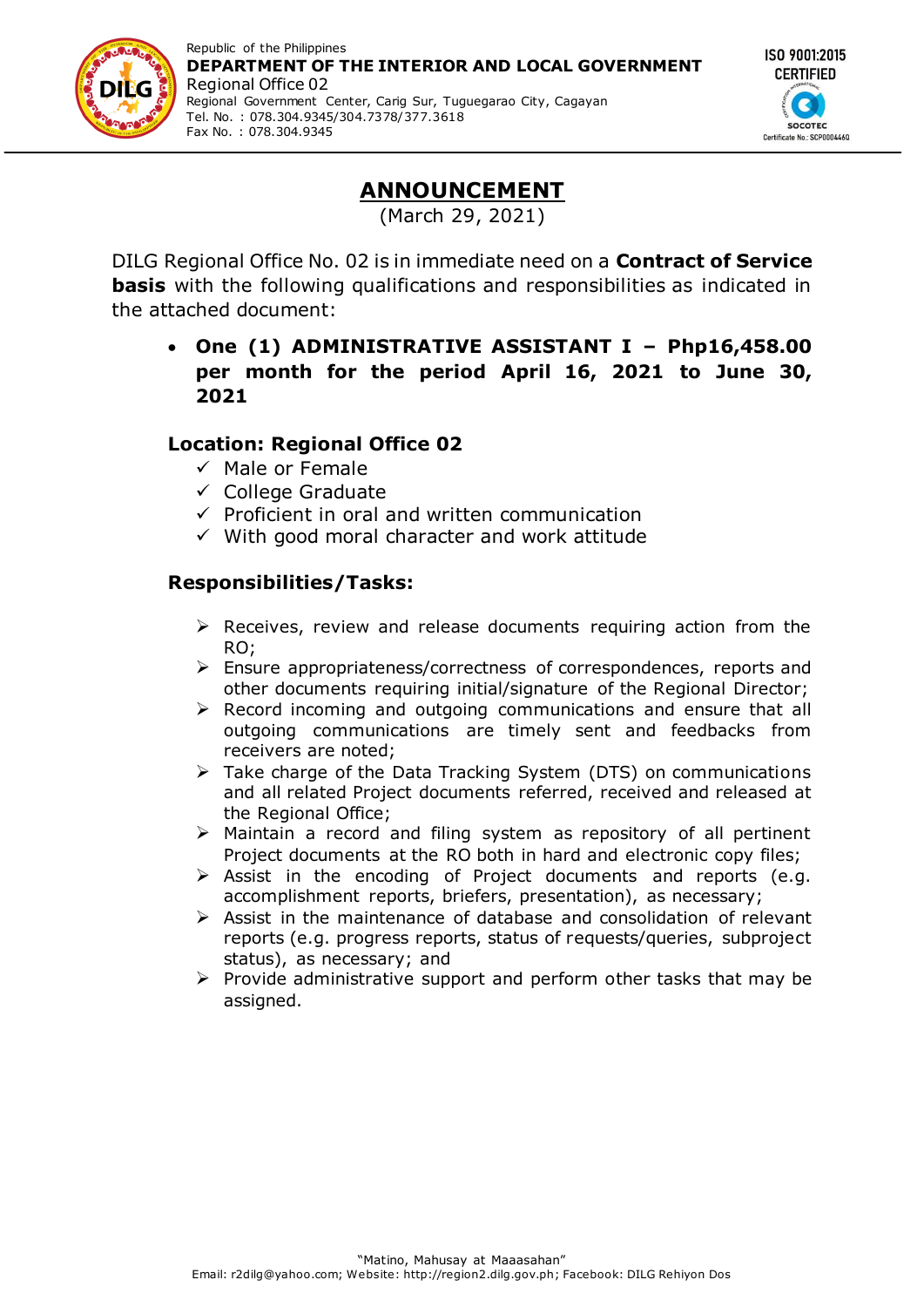Republic of the Philippines
**DEPARTMENT OF THE INTERIOR AND LOCAL GOVERNMENT**
Regional Office 02
Regional Government Center, Carig Sur, Tuguegarao City, Cagayan
Tel. No. : 078.304.9345/304.7378/377.3618
Fax No. : 078.304.9345

ISO 9001:2015 CERTIFIED

# ANNOUNCEMENT

(March 29, 2021)

DILG Regional Office No. 02 is in immediate need on a **Contract of Service basis** with the following qualifications and responsibilities as indicated in the attached document:

- **One (1) ADMINISTRATIVE ASSISTANT I – Php16,458.00 per month for the period April 16, 2021 to June 30, 2021**

### Location: Regional Office 02

- ✓ Male or Female
- ✓ College Graduate
- ✓ Proficient in oral and written communication
- ✓ With good moral character and work attitude

### Responsibilities/Tasks:

- ➢ Receives, review and release documents requiring action from the RO;
- ➢ Ensure appropriateness/correctness of correspondences, reports and other documents requiring initial/signature of the Regional Director;
- ➢ Record incoming and outgoing communications and ensure that all outgoing communications are timely sent and feedbacks from receivers are noted;
- ➢ Take charge of the Data Tracking System (DTS) on communications and all related Project documents referred, received and released at the Regional Office;
- ➢ Maintain a record and filing system as repository of all pertinent Project documents at the RO both in hard and electronic copy files;
- ➢ Assist in the encoding of Project documents and reports (e.g. accomplishment reports, briefers, presentation), as necessary;
- ➢ Assist in the maintenance of database and consolidation of relevant reports (e.g. progress reports, status of requests/queries, subproject status), as necessary; and
- ➢ Provide administrative support and perform other tasks that may be assigned.

"Matino, Mahusay at Maaasahan"
Email: r2dilg@yahoo.com; Website: http://region2.dilg.gov.ph; Facebook: DILG Rehiyon Dos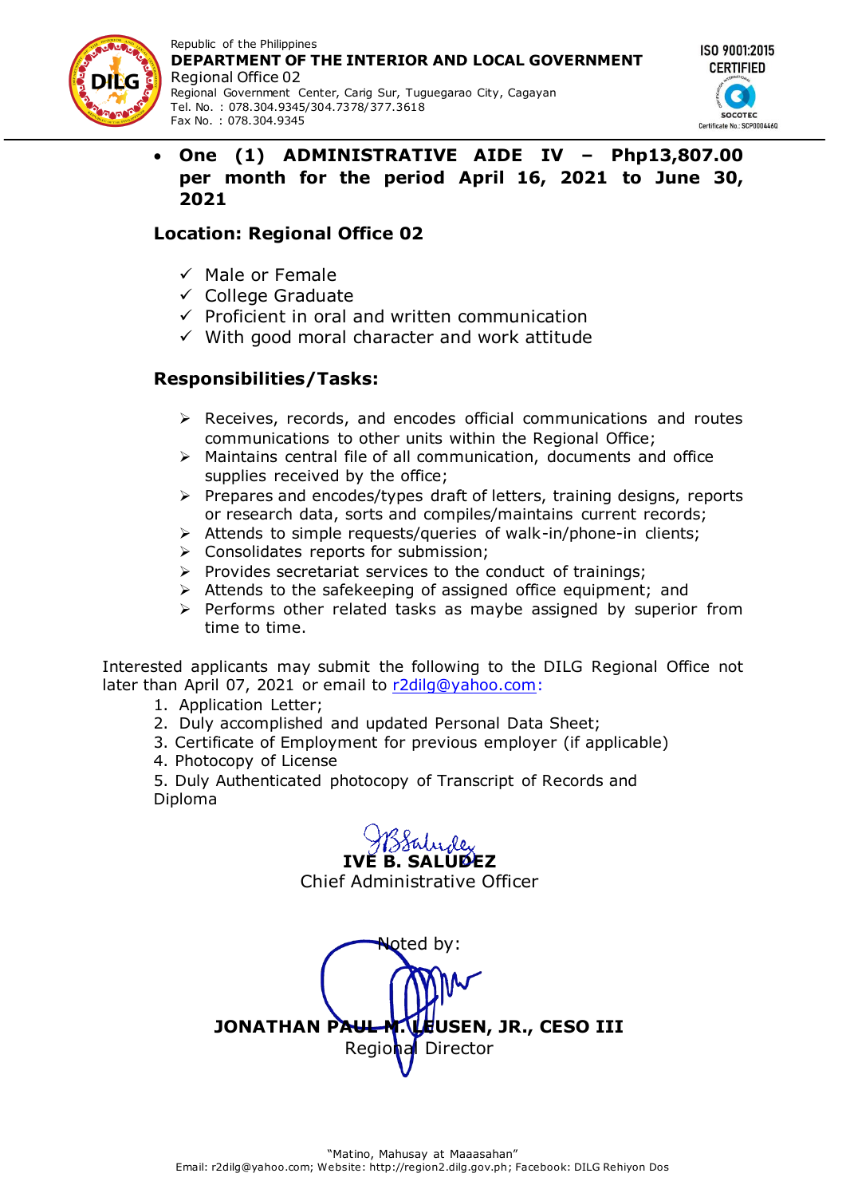- **One (1) ADMINISTRATIVE AIDE IV – Php13,807.00 per month for the period April 16, 2021 to June 30, 2021**

**Location: Regional Office 02**

- ✓ Male or Female
- ✓ College Graduate
- ✓ Proficient in oral and written communication
- ✓ With good moral character and work attitude

**Responsibilities/Tasks:**

- ➢ Receives, records, and encodes official communications and routes communications to other units within the Regional Office;
- ➢ Maintains central file of all communication, documents and office supplies received by the office;
- ➢ Prepares and encodes/types draft of letters, training designs, reports or research data, sorts and compiles/maintains current records;
- ➢ Attends to simple requests/queries of walk-in/phone-in clients;
- ➢ Consolidates reports for submission;
- ➢ Provides secretariat services to the conduct of trainings;
- ➢ Attends to the safekeeping of assigned office equipment; and
- ➢ Performs other related tasks as maybe assigned by superior from time to time.

Interested applicants may submit the following to the DILG Regional Office not later than April 07, 2021 or email to r2dilg@yahoo.com:

1. Application Letter;
2. Duly accomplished and updated Personal Data Sheet;
3. Certificate of Employment for previous employer (if applicable)
4. Photocopy of License
5. Duly Authenticated photocopy of Transcript of Records and Diploma

**IVE B. SALUDEZ**
Chief Administrative Officer

Noted by:

**JONATHAN PAUL M. LEUSEN, JR., CESO III**
Regional Director